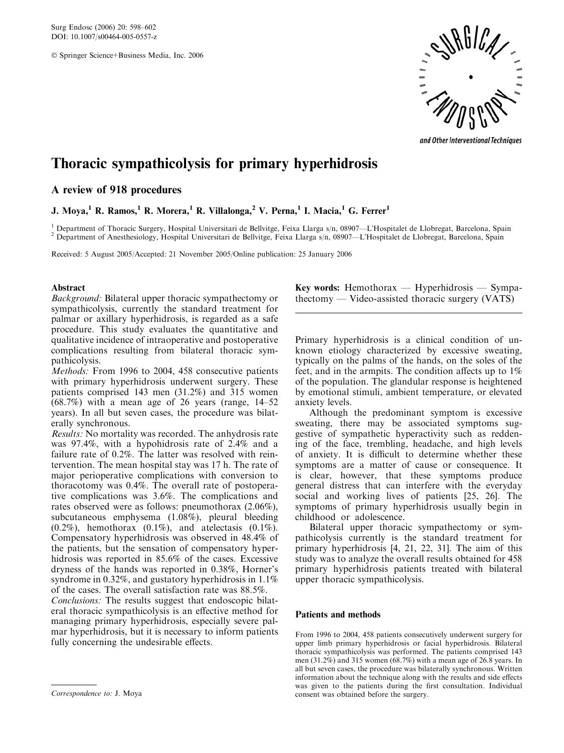Surg Endosc (2006) 20: 598–602
DOI: 10.1007/s00464-005-0557-z

© Springer Science+Business Media, Inc. 2006

# Thoracic sympathicolysis for primary hyperhidrosis

## A review of 918 procedures

**J. Moya,[1] R. Ramos,[1] R. Morera,[1] R. Villalonga,[2] V. Perna,[1] I. Macia,[1] G. Ferrer[1]**

[1] Department of Thoracic Surgery, Hospital Universitari de Bellvitge, Feixa Llarga s/n, 08907—L'Hospitalet de Llobregat, Barcelona, Spain
[2] Department of Anesthesiology, Hospital Universitari de Bellvitge, Feixa Llarga s/n, 08907—L'Hospitalet de Llobregat, Barcelona, Spain

Received: 5 August 2005/Accepted: 21 November 2005/Online publication: 25 January 2006

### Abstract

*Background:* Bilateral upper thoracic sympathectomy or sympathicolysis, currently the standard treatment for palmar or axillary hyperhidrosis, is regarded as a safe procedure. This study evaluates the quantitative and qualitative incidence of intraoperative and postoperative complications resulting from bilateral thoracic sympathicolysis.

*Methods:* From 1996 to 2004, 458 consecutive patients with primary hyperhidrosis underwent surgery. These patients comprised 143 men (31.2%) and 315 women (68.7%) with a mean age of 26 years (range, 14–52 years). In all but seven cases, the procedure was bilaterally synchronous.

*Results:* No mortality was recorded. The anhydrosis rate was 97.4%, with a hypohidrosis rate of 2.4% and a failure rate of 0.2%. The latter was resolved with reintervention. The mean hospital stay was 17 h. The rate of major perioperative complications with conversion to thoracotomy was 0.4%. The overall rate of postoperative complications was 3.6%. The complications and rates observed were as follows: pneumothorax (2.06%), subcutaneous emphysema (1.08%), pleural bleeding (0.2%), hemothorax (0.1%), and atelectasis (0.1%). Compensatory hyperhidrosis was observed in 48.4% of the patients, but the sensation of compensatory hyperhidrosis was reported in 85.6% of the cases. Excessive dryness of the hands was reported in 0.38%, Horner's syndrome in 0.32%, and gustatory hyperhidrosis in 1.1% of the cases. The overall satisfaction rate was 88.5%.

*Conclusions:* The results suggest that endoscopic bilateral thoracic sympathicolysis is an effective method for managing primary hyperhidrosis, especially severe palmar hyperhidrosis, but it is necessary to inform patients fully concerning the undesirable effects.

**Key words:** Hemothorax — Hyperhidrosis — Sympathectomy — Video-assisted thoracic surgery (VATS)

Primary hyperhidrosis is a clinical condition of unknown etiology characterized by excessive sweating, typically on the palms of the hands, on the soles of the feet, and in the armpits. The condition affects up to 1% of the population. The glandular response is heightened by emotional stimuli, ambient temperature, or elevated anxiety levels.

Although the predominant symptom is excessive sweating, there may be associated symptoms suggestive of sympathetic hyperactivity such as reddening of the face, trembling, headache, and high levels of anxiety. It is difficult to determine whether these symptoms are a matter of cause or consequence. It is clear, however, that these symptoms produce general distress that can interfere with the everyday social and working lives of patients [25, 26]. The symptoms of primary hyperhidrosis usually begin in childhood or adolescence.

Bilateral upper thoracic sympathectomy or sympathicolysis currently is the standard treatment for primary hyperhidrosis [4, 21, 22, 31]. The aim of this study was to analyze the overall results obtained for 458 primary hyperhidrosis patients treated with bilateral upper thoracic sympathicolysis.

### Patients and methods

From 1996 to 2004, 458 patients consecutively underwent surgery for upper limb primary hyperhidrosis or facial hyperhidrosis. Bilateral thoracic sympathicolysis was performed. The patients comprised 143 men (31.2%) and 315 women (68.7%) with a mean age of 26.8 years. In all but seven cases, the procedure was bilaterally synchronous. Written information about the technique along with the results and side effects was given to the patients during the first consultation. Individual consent was obtained before the surgery.

*Correspondence to:* J. Moya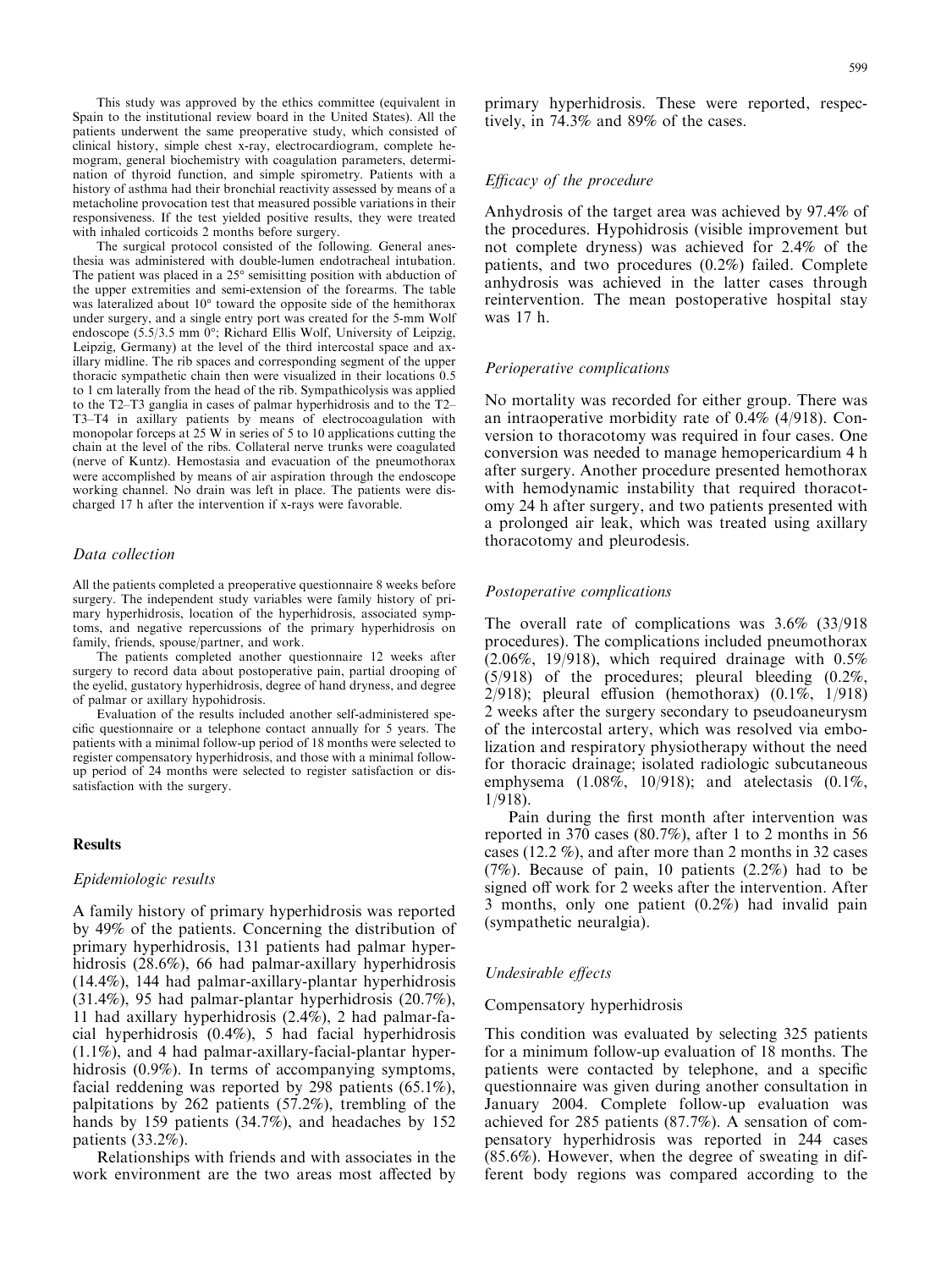This study was approved by the ethics committee (equivalent in Spain to the institutional review board in the United States). All the patients underwent the same preoperative study, which consisted of clinical history, simple chest x-ray, electrocardiogram, complete hemogram, general biochemistry with coagulation parameters, determination of thyroid function, and simple spirometry. Patients with a history of asthma had their bronchial reactivity assessed by means of a metacholine provocation test that measured possible variations in their responsiveness. If the test yielded positive results, they were treated with inhaled corticoids 2 months before surgery.

The surgical protocol consisted of the following. General anesthesia was administered with double-lumen endotracheal intubation. The patient was placed in a 25° semisitting position with abduction of the upper extremities and semi-extension of the forearms. The table was lateralized about 10° toward the opposite side of the hemithorax under surgery, and a single entry port was created for the 5-mm Wolf endoscope (5.5/3.5 mm 0°; Richard Ellis Wolf, University of Leipzig, Leipzig, Germany) at the level of the third intercostal space and axillary midline. The rib spaces and corresponding segment of the upper thoracic sympathetic chain then were visualized in their locations 0.5 to 1 cm laterally from the head of the rib. Sympathicolysis was applied to the T2–T3 ganglia in cases of palmar hyperhidrosis and to the T2–T3–T4 in axillary patients by means of electrocoagulation with monopolar forceps at 25 W in series of 5 to 10 applications cutting the chain at the level of the ribs. Collateral nerve trunks were coagulated (nerve of Kuntz). Hemostasia and evacuation of the pneumothorax were accomplished by means of air aspiration through the endoscope working channel. No drain was left in place. The patients were discharged 17 h after the intervention if x-rays were favorable.

### *Data collection*

All the patients completed a preoperative questionnaire 8 weeks before surgery. The independent study variables were family history of primary hyperhidrosis, location of the hyperhidrosis, associated symptoms, and negative repercussions of the primary hyperhidrosis on family, friends, spouse/partner, and work.

The patients completed another questionnaire 12 weeks after surgery to record data about postoperative pain, partial drooping of the eyelid, gustatory hyperhidrosis, degree of hand dryness, and degree of palmar or axillary hypohidrosis.

Evaluation of the results included another self-administered specific questionnaire or a telephone contact annually for 5 years. The patients with a minimal follow-up period of 18 months were selected to register compensatory hyperhidrosis, and those with a minimal follow-up period of 24 months were selected to register satisfaction or dissatisfaction with the surgery.

## **Results**

### *Epidemiologic results*

A family history of primary hyperhidrosis was reported by 49% of the patients. Concerning the distribution of primary hyperhidrosis, 131 patients had palmar hyperhidrosis (28.6%), 66 had palmar-axillary hyperhidrosis (14.4%), 144 had palmar-axillary-plantar hyperhidrosis (31.4%), 95 had palmar-plantar hyperhidrosis (20.7%), 11 had axillary hyperhidrosis (2.4%), 2 had palmar-facial hyperhidrosis (0.4%), 5 had facial hyperhidrosis (1.1%), and 4 had palmar-axillary-facial-plantar hyperhidrosis (0.9%). In terms of accompanying symptoms, facial reddening was reported by 298 patients (65.1%), palpitations by 262 patients (57.2%), trembling of the hands by 159 patients (34.7%), and headaches by 152 patients (33.2%).

Relationships with friends and with associates in the work environment are the two areas most affected by primary hyperhidrosis. These were reported, respectively, in 74.3% and 89% of the cases.

### *Efficacy of the procedure*

Anhydrosis of the target area was achieved by 97.4% of the procedures. Hypohidrosis (visible improvement but not complete dryness) was achieved for 2.4% of the patients, and two procedures (0.2%) failed. Complete anhydrosis was achieved in the latter cases through reintervention. The mean postoperative hospital stay was 17 h.

### *Perioperative complications*

No mortality was recorded for either group. There was an intraoperative morbidity rate of 0.4% (4/918). Conversion to thoracotomy was required in four cases. One conversion was needed to manage hemopericardium 4 h after surgery. Another procedure presented hemothorax with hemodynamic instability that required thoracotomy 24 h after surgery, and two patients presented with a prolonged air leak, which was treated using axillary thoracotomy and pleurodesis.

### *Postoperative complications*

The overall rate of complications was 3.6% (33/918 procedures). The complications included pneumothorax (2.06%, 19/918), which required drainage with 0.5% (5/918) of the procedures; pleural bleeding (0.2%, 2/918); pleural effusion (hemothorax) (0.1%, 1/918) 2 weeks after the surgery secondary to pseudoaneurysm of the intercostal artery, which was resolved via embolization and respiratory physiotherapy without the need for thoracic drainage; isolated radiologic subcutaneous emphysema (1.08%, 10/918); and atelectasis (0.1%, 1/918).

Pain during the first month after intervention was reported in 370 cases (80.7%), after 1 to 2 months in 56 cases (12.2 %), and after more than 2 months in 32 cases (7%). Because of pain, 10 patients (2.2%) had to be signed off work for 2 weeks after the intervention. After 3 months, only one patient (0.2%) had invalid pain (sympathetic neuralgia).

### *Undesirable effects*

#### Compensatory hyperhidrosis

This condition was evaluated by selecting 325 patients for a minimum follow-up evaluation of 18 months. The patients were contacted by telephone, and a specific questionnaire was given during another consultation in January 2004. Complete follow-up evaluation was achieved for 285 patients (87.7%). A sensation of compensatory hyperhidrosis was reported in 244 cases (85.6%). However, when the degree of sweating in different body regions was compared according to the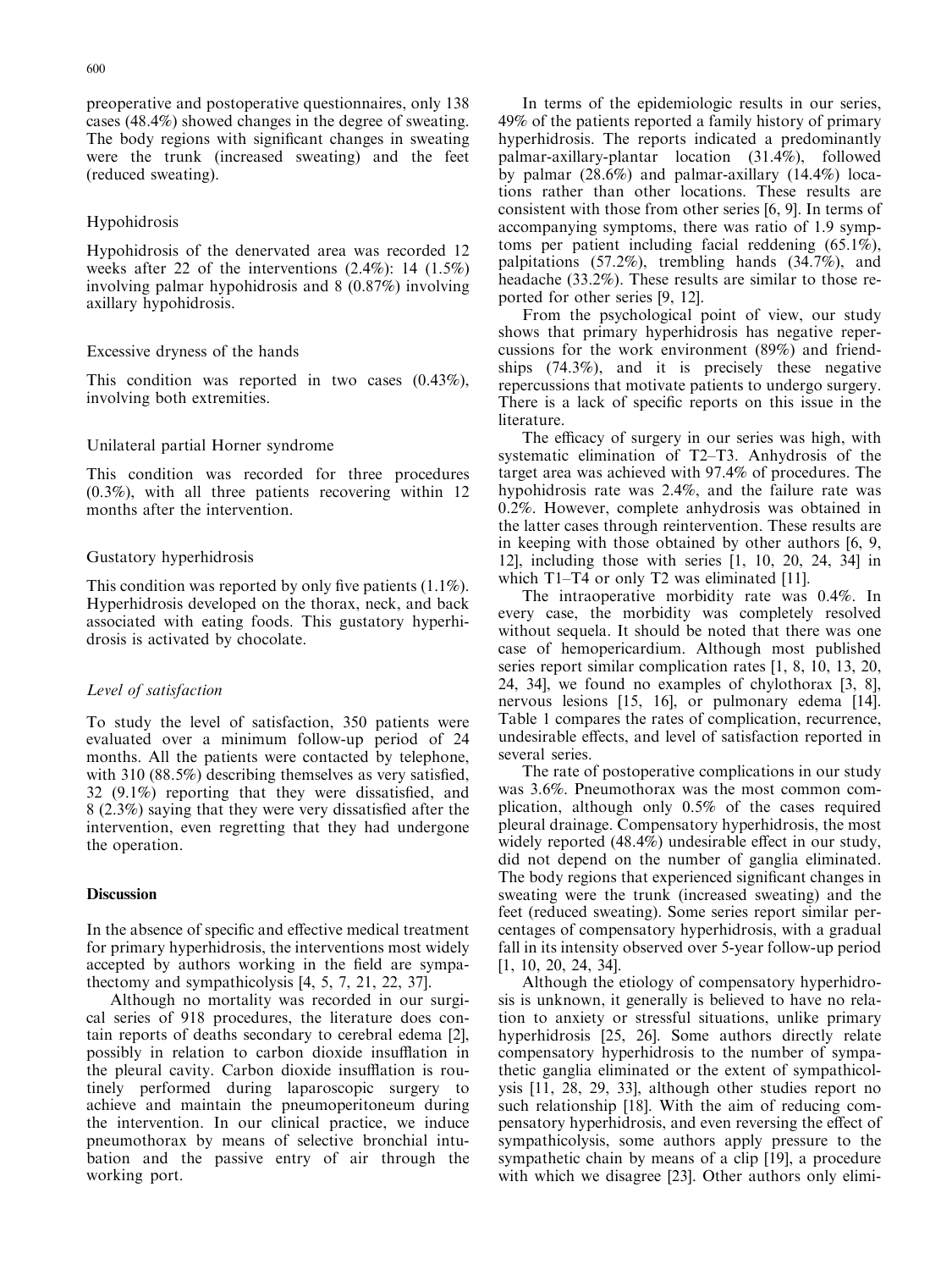preoperative and postoperative questionnaires, only 138 cases (48.4%) showed changes in the degree of sweating. The body regions with significant changes in sweating were the trunk (increased sweating) and the feet (reduced sweating).

### Hypohidrosis

Hypohidrosis of the denervated area was recorded 12 weeks after 22 of the interventions (2.4%): 14 (1.5%) involving palmar hypohidrosis and 8 (0.87%) involving axillary hypohidrosis.

### Excessive dryness of the hands

This condition was reported in two cases (0.43%), involving both extremities.

### Unilateral partial Horner syndrome

This condition was recorded for three procedures (0.3%), with all three patients recovering within 12 months after the intervention.

### Gustatory hyperhidrosis

This condition was reported by only five patients (1.1%). Hyperhidrosis developed on the thorax, neck, and back associated with eating foods. This gustatory hyperhidrosis is activated by chocolate.

### *Level of satisfaction*

To study the level of satisfaction, 350 patients were evaluated over a minimum follow-up period of 24 months. All the patients were contacted by telephone, with 310 (88.5%) describing themselves as very satisfied, 32 (9.1%) reporting that they were dissatisfied, and 8 (2.3%) saying that they were very dissatisfied after the intervention, even regretting that they had undergone the operation.

## Discussion

In the absence of specific and effective medical treatment for primary hyperhidrosis, the interventions most widely accepted by authors working in the field are sympathectomy and sympathicolysis [4, 5, 7, 21, 22, 37].

Although no mortality was recorded in our surgical series of 918 procedures, the literature does contain reports of deaths secondary to cerebral edema [2], possibly in relation to carbon dioxide insufflation in the pleural cavity. Carbon dioxide insufflation is routinely performed during laparoscopic surgery to achieve and maintain the pneumoperitoneum during the intervention. In our clinical practice, we induce pneumothorax by means of selective bronchial intubation and the passive entry of air through the working port.

In terms of the epidemiologic results in our series, 49% of the patients reported a family history of primary hyperhidrosis. The reports indicated a predominantly palmar-axillary-plantar location (31.4%), followed by palmar (28.6%) and palmar-axillary (14.4%) locations rather than other locations. These results are consistent with those from other series [6, 9]. In terms of accompanying symptoms, there was ratio of 1.9 symptoms per patient including facial reddening (65.1%), palpitations (57.2%), trembling hands (34.7%), and headache (33.2%). These results are similar to those reported for other series [9, 12].

From the psychological point of view, our study shows that primary hyperhidrosis has negative repercussions for the work environment (89%) and friendships (74.3%), and it is precisely these negative repercussions that motivate patients to undergo surgery. There is a lack of specific reports on this issue in the literature.

The efficacy of surgery in our series was high, with systematic elimination of T2–T3. Anhydrosis of the target area was achieved with 97.4% of procedures. The hypohidrosis rate was 2.4%, and the failure rate was 0.2%. However, complete anhydrosis was obtained in the latter cases through reintervention. These results are in keeping with those obtained by other authors [6, 9, 12], including those with series [1, 10, 20, 24, 34] in which T1–T4 or only T2 was eliminated [11].

The intraoperative morbidity rate was 0.4%. In every case, the morbidity was completely resolved without sequela. It should be noted that there was one case of hemopericardium. Although most published series report similar complication rates [1, 8, 10, 13, 20, 24, 34], we found no examples of chylothorax [3, 8], nervous lesions [15, 16], or pulmonary edema [14]. Table 1 compares the rates of complication, recurrence, undesirable effects, and level of satisfaction reported in several series.

The rate of postoperative complications in our study was 3.6%. Pneumothorax was the most common complication, although only 0.5% of the cases required pleural drainage. Compensatory hyperhidrosis, the most widely reported (48.4%) undesirable effect in our study, did not depend on the number of ganglia eliminated. The body regions that experienced significant changes in sweating were the trunk (increased sweating) and the feet (reduced sweating). Some series report similar percentages of compensatory hyperhidrosis, with a gradual fall in its intensity observed over 5-year follow-up period [1, 10, 20, 24, 34].

Although the etiology of compensatory hyperhidrosis is unknown, it generally is believed to have no relation to anxiety or stressful situations, unlike primary hyperhidrosis [25, 26]. Some authors directly relate compensatory hyperhidrosis to the number of sympathetic ganglia eliminated or the extent of sympathicolysis [11, 28, 29, 33], although other studies report no such relationship [18]. With the aim of reducing compensatory hyperhidrosis, and even reversing the effect of sympathicolysis, some authors apply pressure to the sympathetic chain by means of a clip [19], a procedure with which we disagree [23]. Other authors only elimi-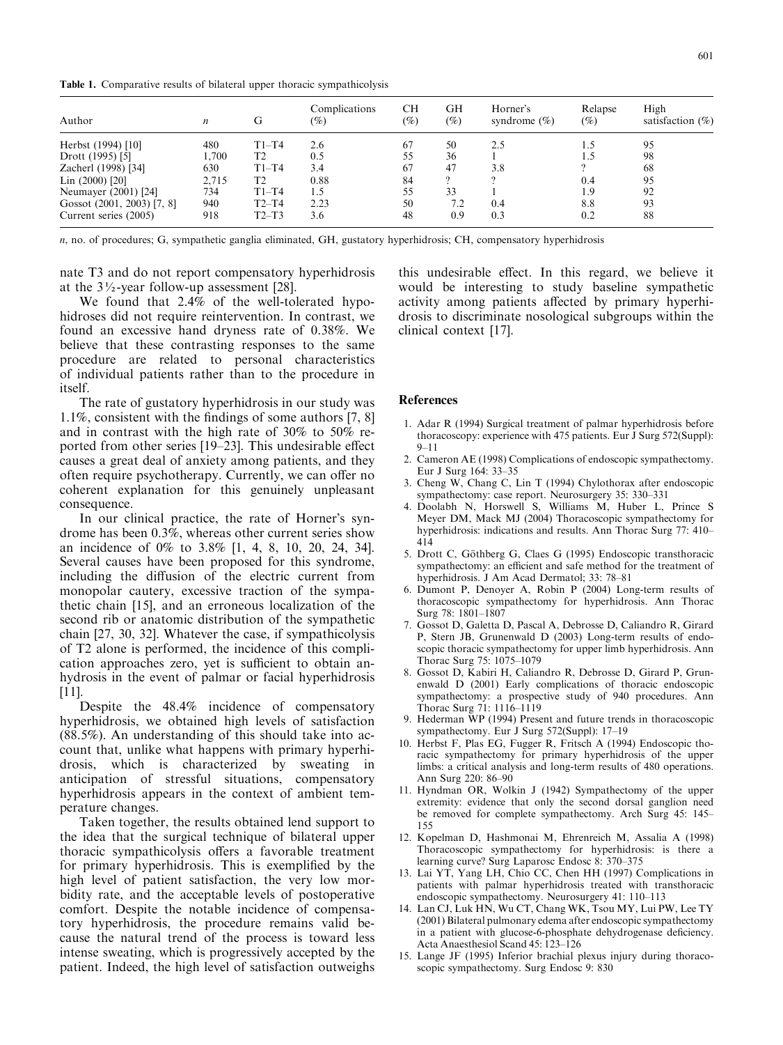**Table 1.** Comparative results of bilateral upper thoracic sympathicolysis

| Author | *n* | G | Complications (%) | CH (%) | GH (%) | Horner's syndrome (%) | Relapse (%) | High satisfaction (%) |
|---|---|---|---|---|---|---|---|---|
| Herbst (1994) [10] | 480 | T1–T4 | 2.6 | 67 | 50 | 2.5 | 1.5 | 95 |
| Drott (1995) [5] | 1,700 | T2 | 0.5 | 55 | 36 | 1 | 1.5 | 98 |
| Zacherl (1998) [34] | 630 | T1–T4 | 3.4 | 67 | 47 | 3.8 | ? | 68 |
| Lin (2000) [20] | 2,715 | T2 | 0.88 | 84 | ? | ? | 0.4 | 95 |
| Neumayer (2001) [24] | 734 | T1–T4 | 1.5 | 55 | 33 | 1 | 1.9 | 92 |
| Gossot (2001, 2003) [7, 8] | 940 | T2–T4 | 2.23 | 50 | 7.2 | 0.4 | 8.8 | 93 |
| Current series (2005) | 918 | T2–T3 | 3.6 | 48 | 0.9 | 0.3 | 0.2 | 88 |

*n*, no. of procedures; G, sympathetic ganglia eliminated, GH, gustatory hyperhidrosis; CH, compensatory hyperhidrosis

nate T3 and do not report compensatory hyperhidrosis at the 3½-year follow-up assessment [28].

We found that 2.4% of the well-tolerated hypohidroses did not require reintervention. In contrast, we found an excessive hand dryness rate of 0.38%. We believe that these contrasting responses to the same procedure are related to personal characteristics of individual patients rather than to the procedure in itself.

The rate of gustatory hyperhidrosis in our study was 1.1%, consistent with the findings of some authors [7, 8] and in contrast with the high rate of 30% to 50% reported from other series [19–23]. This undesirable effect causes a great deal of anxiety among patients, and they often require psychotherapy. Currently, we can offer no coherent explanation for this genuinely unpleasant consequence.

In our clinical practice, the rate of Horner's syndrome has been 0.3%, whereas other current series show an incidence of 0% to 3.8% [1, 4, 8, 10, 20, 24, 34]. Several causes have been proposed for this syndrome, including the diffusion of the electric current from monopolar cautery, excessive traction of the sympathetic chain [15], and an erroneous localization of the second rib or anatomic distribution of the sympathetic chain [27, 30, 32]. Whatever the case, if sympathicolysis of T2 alone is performed, the incidence of this complication approaches zero, yet is sufficient to obtain anhydrosis in the event of palmar or facial hyperhidrosis [11].

Despite the 48.4% incidence of compensatory hyperhidrosis, we obtained high levels of satisfaction (88.5%). An understanding of this should take into account that, unlike what happens with primary hyperhidrosis, which is characterized by sweating in anticipation of stressful situations, compensatory hyperhidrosis appears in the context of ambient temperature changes.

Taken together, the results obtained lend support to the idea that the surgical technique of bilateral upper thoracic sympathicolysis offers a favorable treatment for primary hyperhidrosis. This is exemplified by the high level of patient satisfaction, the very low morbidity rate, and the acceptable levels of postoperative comfort. Despite the notable incidence of compensatory hyperhidrosis, the procedure remains valid because the natural trend of the process is toward less intense sweating, which is progressively accepted by the patient. Indeed, the high level of satisfaction outweighs this undesirable effect. In this regard, we believe it would be interesting to study baseline sympathetic activity among patients affected by primary hyperhidrosis to discriminate nosological subgroups within the clinical context [17].

## References

1. Adar R (1994) Surgical treatment of palmar hyperhidrosis before thoracoscopy: experience with 475 patients. Eur J Surg 572(Suppl): 9–11
2. Cameron AE (1998) Complications of endoscopic sympathectomy. Eur J Surg 164: 33–35
3. Cheng W, Chang C, Lin T (1994) Chylothorax after endoscopic sympathectomy: case report. Neurosurgery 35: 330–331
4. Doolabh N, Horswell S, Williams M, Huber L, Prince S Meyer DM, Mack MJ (2004) Thoracoscopic sympathectomy for hyperhidrosis: indications and results. Ann Thorac Surg 77: 410–414
5. Drott C, Göthberg G, Claes G (1995) Endoscopic transthoracic sympathectomy: an efficient and safe method for the treatment of hyperhidrosis. J Am Acad Dermatol; 33: 78–81
6. Dumont P, Denoyer A, Robin P (2004) Long-term results of thoracoscopic sympathectomy for hyperhidrosis. Ann Thorac Surg 78: 1801–1807
7. Gossot D, Galetta D, Pascal A, Debrosse D, Caliandro R, Girard P, Stern JB, Grunenwald D (2003) Long-term results of endoscopic thoracic sympathectomy for upper limb hyperhidrosis. Ann Thorac Surg 75: 1075–1079
8. Gossot D, Kabiri H, Caliandro R, Debrosse D, Girard P, Grunenwald D (2001) Early complications of thoracic endoscopic sympathectomy: a prospective study of 940 procedures. Ann Thorac Surg 71: 1116–1119
9. Hederman WP (1994) Present and future trends in thoracoscopic sympathectomy. Eur J Surg 572(Suppl): 17–19
10. Herbst F, Plas EG, Fugger R, Fritsch A (1994) Endoscopic thoracic sympathectomy for primary hyperhidrosis of the upper limbs: a critical analysis and long-term results of 480 operations. Ann Surg 220: 86–90
11. Hyndman OR, Wolkin J (1942) Sympathectomy of the upper extremity: evidence that only the second dorsal ganglion need be removed for complete sympathectomy. Arch Surg 45: 145–155
12. Kopelman D, Hashmonai M, Ehrenreich M, Assalia A (1998) Thoracoscopic sympathectomy for hyperhidrosis: is there a learning curve? Surg Laparosc Endosc 8: 370–375
13. Lai YT, Yang LH, Chio CC, Chen HH (1997) Complications in patients with palmar hyperhidrosis treated with transthoracic endoscopic sympathectomy. Neurosurgery 41: 110–113
14. Lan CJ, Luk HN, Wu CT, Chang WK, Tsou MY, Lui PW, Lee TY (2001) Bilateral pulmonary edema after endoscopic sympathectomy in a patient with glucose-6-phosphate dehydrogenase deficiency. Acta Anaesthesiol Scand 45: 123–126
15. Lange JF (1995) Inferior brachial plexus injury during thoracoscopic sympathectomy. Surg Endosc 9: 830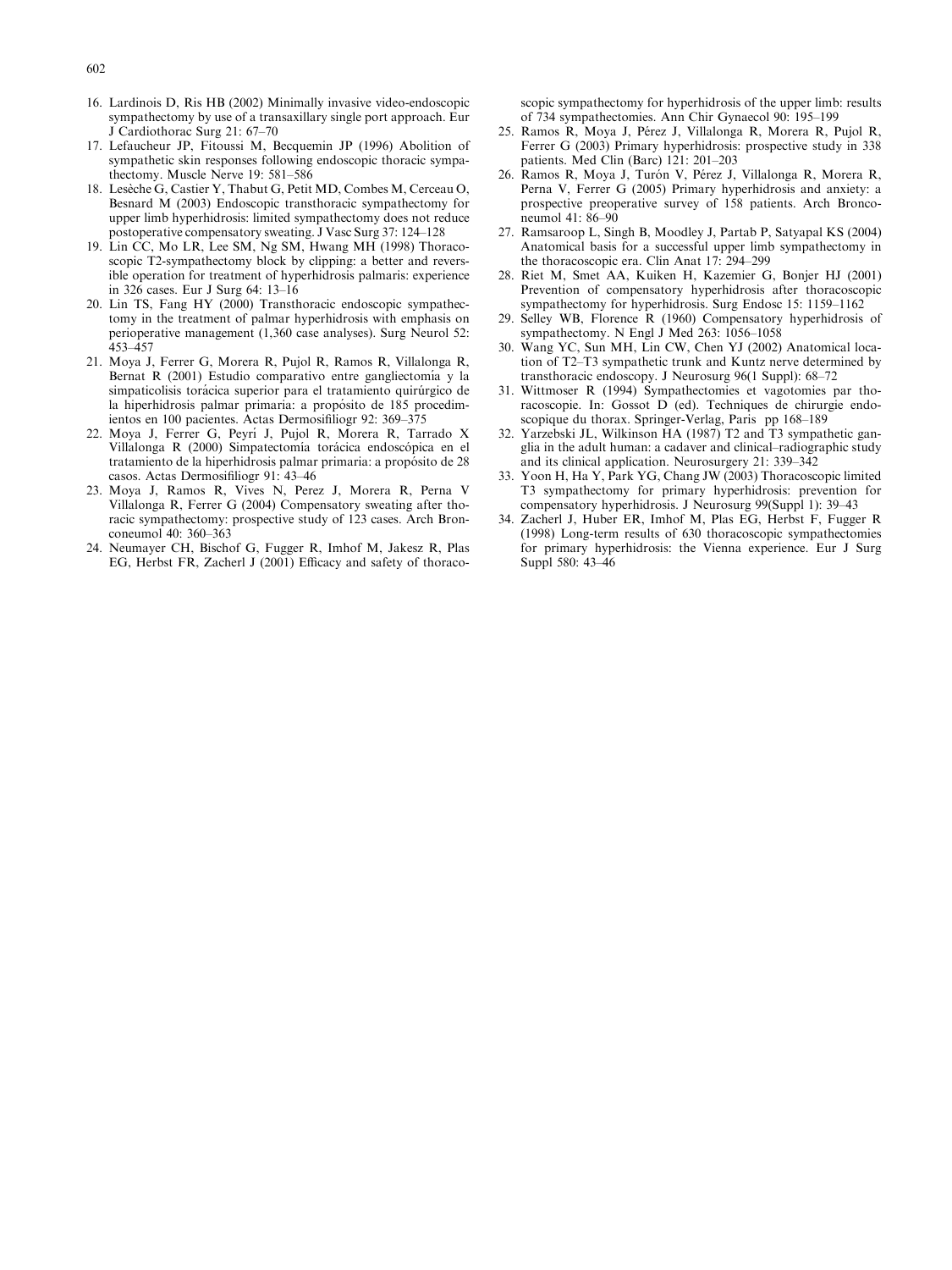16. Lardinois D, Ris HB (2002) Minimally invasive video-endoscopic sympathectomy by use of a transaxillary single port approach. Eur J Cardiothorac Surg 21: 67–70
17. Lefaucheur JP, Fitoussi M, Becquemin JP (1996) Abolition of sympathetic skin responses following endoscopic thoracic sympathectomy. Muscle Nerve 19: 581–586
18. Lesèche G, Castier Y, Thabut G, Petit MD, Combes M, Cerceau O, Besnard M (2003) Endoscopic transthoracic sympathectomy for upper limb hyperhidrosis: limited sympathectomy does not reduce postoperative compensatory sweating. J Vasc Surg 37: 124–128
19. Lin CC, Mo LR, Lee SM, Ng SM, Hwang MH (1998) Thoracoscopic T2-sympathectomy block by clipping: a better and reversible operation for treatment of hyperhidrosis palmaris: experience in 326 cases. Eur J Surg 64: 13–16
20. Lin TS, Fang HY (2000) Transthoracic endoscopic sympathectomy in the treatment of palmar hyperhidrosis with emphasis on perioperative management (1,360 case analyses). Surg Neurol 52: 453–457
21. Moya J, Ferrer G, Morera R, Pujol R, Ramos R, Villalonga R, Bernat R (2001) Estudio comparativo entre gangliectomía y la simpaticolisis torácica superior para el tratamiento quirúrgico de la hiperhidrosis palmar primaria: a propósito de 185 procedimientos en 100 pacientes. Actas Dermosifiliogr 92: 369–375
22. Moya J, Ferrer G, Peyrí J, Pujol R, Morera R, Tarrado X Villalonga R (2000) Simpatectomía torácica endoscópica en el tratamiento de la hiperhidrosis palmar primaria: a propósito de 28 casos. Actas Dermosifiliogr 91: 43–46
23. Moya J, Ramos R, Vives N, Perez J, Morera R, Perna V Villalonga R, Ferrer G (2004) Compensatory sweating after thoracic sympathectomy: prospective study of 123 cases. Arch Bronconeumol 40: 360–363
24. Neumayer CH, Bischof G, Fugger R, Imhof M, Jakesz R, Plas EG, Herbst FR, Zacherl J (2001) Efficacy and safety of thoracoscopic sympathectomy for hyperhidrosis of the upper limb: results of 734 sympathectomies. Ann Chir Gynaecol 90: 195–199
25. Ramos R, Moya J, Pérez J, Villalonga R, Morera R, Pujol R, Ferrer G (2003) Primary hyperhidrosis: prospective study in 338 patients. Med Clin (Barc) 121: 201–203
26. Ramos R, Moya J, Turón V, Pérez J, Villalonga R, Morera R, Perna V, Ferrer G (2005) Primary hyperhidrosis and anxiety: a prospective preoperative survey of 158 patients. Arch Bronconeumol 41: 86–90
27. Ramsaroop L, Singh B, Moodley J, Partab P, Satyapal KS (2004) Anatomical basis for a successful upper limb sympathectomy in the thoracoscopic era. Clin Anat 17: 294–299
28. Riet M, Smet AA, Kuiken H, Kazemier G, Bonjer HJ (2001) Prevention of compensatory hyperhidrosis after thoracoscopic sympathectomy for hyperhidrosis. Surg Endosc 15: 1159–1162
29. Selley WB, Florence R (1960) Compensatory hyperhidrosis of sympathectomy. N Engl J Med 263: 1056–1058
30. Wang YC, Sun MH, Lin CW, Chen YJ (2002) Anatomical location of T2–T3 sympathetic trunk and Kuntz nerve determined by transthoracic endoscopy. J Neurosurg 96(1 Suppl): 68–72
31. Wittmoser R (1994) Sympathectomies et vagotomies par thoracoscopie. In: Gossot D (ed). Techniques de chirurgie endoscopique du thorax. Springer-Verlag, Paris pp 168–189
32. Yarzebski JL, Wilkinson HA (1987) T2 and T3 sympathetic ganglia in the adult human: a cadaver and clinical–radiographic study and its clinical application. Neurosurgery 21: 339–342
33. Yoon H, Ha Y, Park YG, Chang JW (2003) Thoracoscopic limited T3 sympathectomy for primary hyperhidrosis: prevention for compensatory hyperhidrosis. J Neurosurg 99(Suppl 1): 39–43
34. Zacherl J, Huber ER, Imhof M, Plas EG, Herbst F, Fugger R (1998) Long-term results of 630 thoracoscopic sympathectomies for primary hyperhidrosis: the Vienna experience. Eur J Surg Suppl 580: 43–46